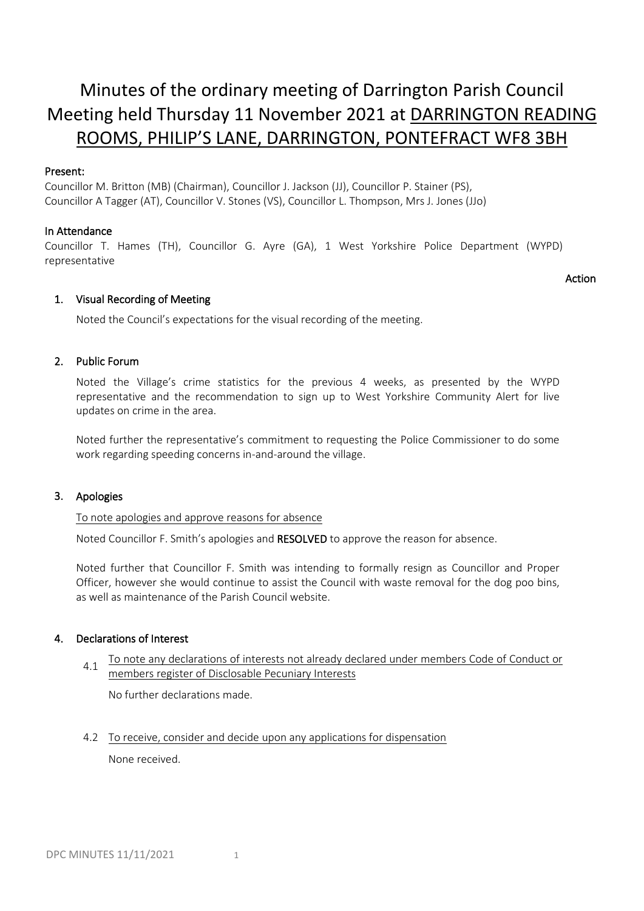# Minutes of the ordinary meeting of Darrington Parish Council Meeting held Thursday 11 November 2021 at DARRINGTON READING ROOMS, PHILIP'S LANE, DARRINGTON, PONTEFRACT WF8 3BH

**Present:**

Councillor M. Britton (MB) (Chairman), Councillor J. Jackson (JJ), Councillor P. Stainer (PS), Councillor A Tagger (AT), Councillor V. Stones (VS), Councillor L. Thompson, Mrs J. Jones (JJo)

**In Attendance**

Councillor T. Hames (TH), Councillor G. Ayre (GA), 1 West Yorkshire Police Department (WYPD) representative

**Action**

## 1. Visual Recording of Meeting

Noted the Council's expectations for the visual recording of the meeting.

## 2. Public Forum

Noted the Village's crime statistics for the previous 4 weeks, as presented by the WYPD representative and the recommendation to sign up to West Yorkshire Community Alert for live updates on crime in the area.

Noted further the representative's commitment to requesting the Police Commissioner to do some work regarding speeding concerns in-and-around the village.

## 3. Apologies

To note apologies and approve reasons for absence

Noted Councillor F. Smith's apologies and **RESOLVED** to approve the reason for absence.

Noted further that Councillor F. Smith was intending to formally resign as Councillor and Proper Officer, however she would continue to assist the Council with waste removal for the dog poo bins, as well as maintenance of the Parish Council website.

## 4. Declarations of Interest

4.1 To note any declarations of interests not already declared under members Code of Conduct or members register of Disclosable Pecuniary Interests

No further declarations made.

4.2 To receive, consider and decide upon any applications for dispensation

None received.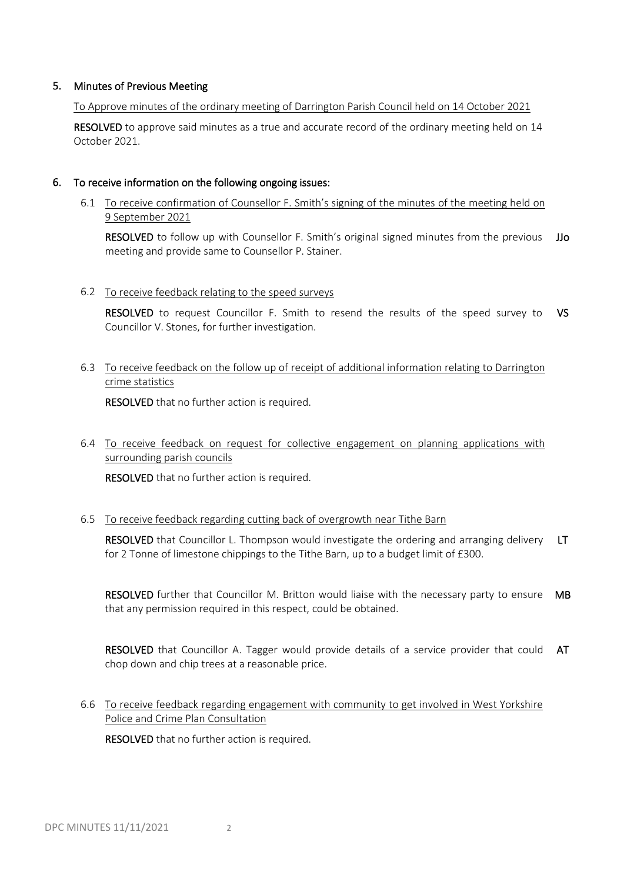## 5. Minutes of Previous Meeting

To Approve minutes of the ordinary meeting of Darrington Parish Council held on 14 October 2021

**RESOLVED** to approve said minutes as a true and accurate record of the ordinary meeting held on 14 October 2021.

## 6. To receive information on the following ongoing issues:

6.1 To receive confirmation of Counsellor F. Smith's signing of the minutes of the meeting held on 9 September 2021

**RESOLVED** to follow up with Counsellor F. Smith's original signed minutes from the previous meeting and provide same to Counsellor P. Stainer. **JJo**

6.2 To receive feedback relating to the speed surveys

**RESOLVED** to request Councillor F. Smith to resend the results of the speed survey to Councillor V. Stones, for further investigation. **VS**

6.3 To receive feedback on the follow up of receipt of additional information relating to Darrington crime statistics

**RESOLVED** that no further action is required.

6.4 To receive feedback on request for collective engagement on planning applications with surrounding parish councils

**RESOLVED** that no further action is required.

6.5 To receive feedback regarding cutting back of overgrowth near Tithe Barn

**RESOLVED** that Councillor L. Thompson would investigate the ordering and arranging delivery for 2 Tonne of limestone chippings to the Tithe Barn, up to a budget limit of £300. **LT**

**RESOLVED** further that Councillor M. Britton would liaise with the necessary party to ensure that any permission required in this respect, could be obtained. **MB**

**RESOLVED** that Councillor A. Tagger would provide details of a service provider that could chop down and chip trees at a reasonable price. **AT**

6.6 To receive feedback regarding engagement with community to get involved in West Yorkshire Police and Crime Plan Consultation

**RESOLVED** that no further action is required.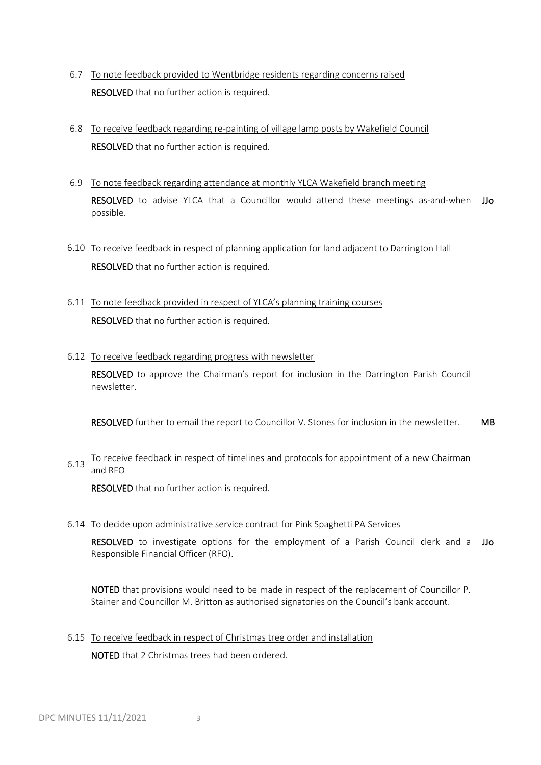6.7 <u>To note feedback provided to Wentbridge residents regarding concerns raised</u>

**RESOLVED** that no further action is required.

6.8 <u>To receive feedback regarding re-painting of village lamp posts by Wakefield Council</u>

**RESOLVED** that no further action is required.

6.9 <u>To note feedback regarding attendance at monthly YLCA Wakefield branch meeting</u>

**RESOLVED** to advise YLCA that a Councillor would attend these meetings as-and-when possible. **JJo**

6.10 <u>To receive feedback in respect of planning application for land adjacent to Darrington Hall</u>

**RESOLVED** that no further action is required.

6.11 <u>To note feedback provided in respect of YLCA's planning training courses</u>

**RESOLVED** that no further action is required.

6.12 <u>To receive feedback regarding progress with newsletter</u>

**RESOLVED** to approve the Chairman's report for inclusion in the Darrington Parish Council newsletter.

**RESOLVED** further to email the report to Councillor V. Stones for inclusion in the newsletter. **MB**

6.13 <u>To receive feedback in respect of timelines and protocols for appointment of a new Chairman and RFO</u>

**RESOLVED** that no further action is required.

6.14 <u>To decide upon administrative service contract for Pink Spaghetti PA Services</u>

**RESOLVED** to investigate options for the employment of a Parish Council clerk and a Responsible Financial Officer (RFO). **JJo**

**NOTED** that provisions would need to be made in respect of the replacement of Councillor P. Stainer and Councillor M. Britton as authorised signatories on the Council's bank account.

6.15 <u>To receive feedback in respect of Christmas tree order and installation</u>

**NOTED** that 2 Christmas trees had been ordered.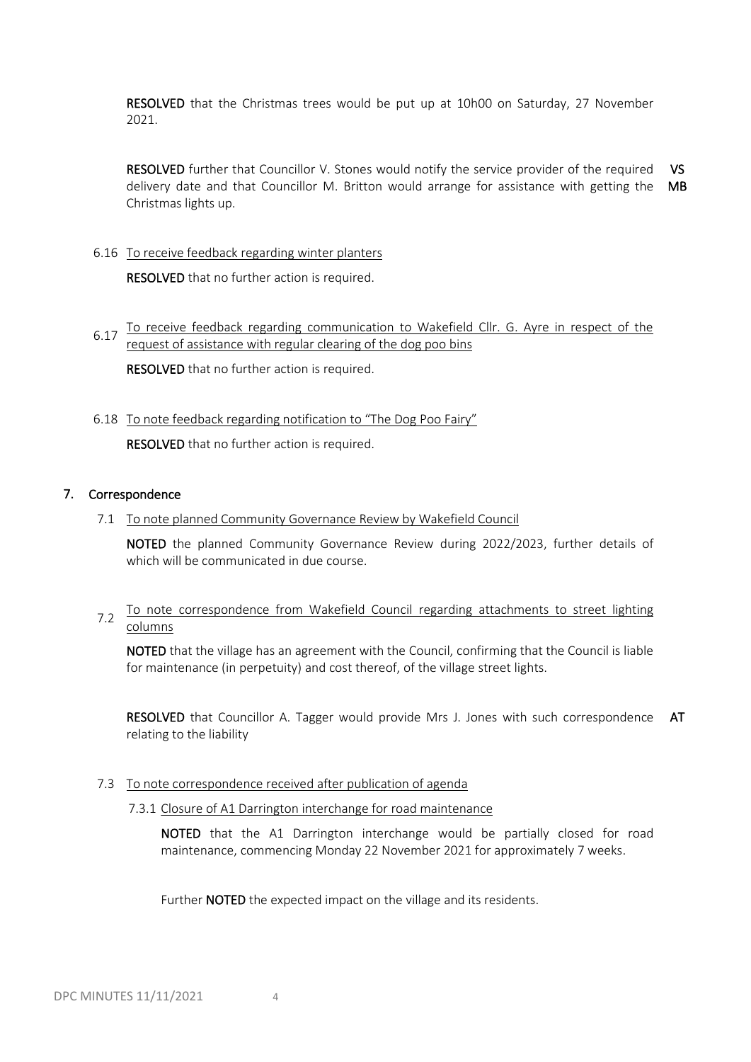**RESOLVED** that the Christmas trees would be put up at 10h00 on Saturday, 27 November 2021.

**RESOLVED** further that Councillor V. Stones would notify the service provider of the required delivery date and that Councillor M. Britton would arrange for assistance with getting the Christmas lights up. **VS** **MB**

6.16 To receive feedback regarding winter planters

**RESOLVED** that no further action is required.

6.17 To receive feedback regarding communication to Wakefield Cllr. G. Ayre in respect of the request of assistance with regular clearing of the dog poo bins

**RESOLVED** that no further action is required.

6.18 To note feedback regarding notification to "The Dog Poo Fairy"

**RESOLVED** that no further action is required.

## 7. Correspondence

7.1 To note planned Community Governance Review by Wakefield Council

**NOTED** the planned Community Governance Review during 2022/2023, further details of which will be communicated in due course.

7.2 To note correspondence from Wakefield Council regarding attachments to street lighting columns

**NOTED** that the village has an agreement with the Council, confirming that the Council is liable for maintenance (in perpetuity) and cost thereof, of the village street lights.

**RESOLVED** that Councillor A. Tagger would provide Mrs J. Jones with such correspondence relating to the liability **AT**

7.3 To note correspondence received after publication of agenda

7.3.1 Closure of A1 Darrington interchange for road maintenance

**NOTED** that the A1 Darrington interchange would be partially closed for road maintenance, commencing Monday 22 November 2021 for approximately 7 weeks.

Further **NOTED** the expected impact on the village and its residents.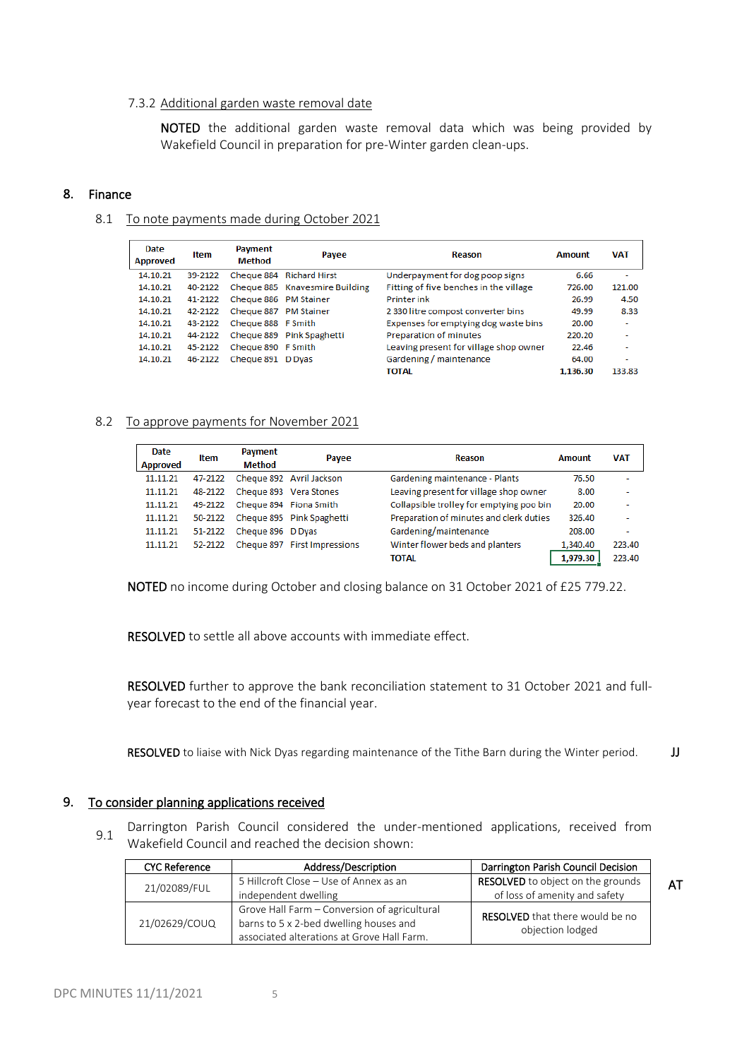#### 7.3.2 Additional garden waste removal date

**NOTED** the additional garden waste removal data which was being provided by Wakefield Council in preparation for pre-Winter garden clean-ups.

## 8. Finance

### 8.1 To note payments made during October 2021

| Date Approved | Item | Payment Method | Payee | Reason | Amount | VAT |
|---|---|---|---|---|---|---|
| 14.10.21 | 39-2122 | Cheque 884 | Richard Hirst | Underpayment for dog poop signs | 6.66 | - |
| 14.10.21 | 40-2122 | Cheque 885 | Knavesmire Building | Fitting of five benches in the village | 726.00 | 121.00 |
| 14.10.21 | 41-2122 | Cheque 886 | PM Stainer | Printer ink | 26.99 | 4.50 |
| 14.10.21 | 42-2122 | Cheque 887 | PM Stainer | 2 330 litre compost converter bins | 49.99 | 8.33 |
| 14.10.21 | 43-2122 | Cheque 888 | F Smith | Expenses for emptying dog waste bins | 20.00 | - |
| 14.10.21 | 44-2122 | Cheque 889 | Pink Spaghetti | Preparation of minutes | 220.20 | - |
| 14.10.21 | 45-2122 | Cheque 890 | F Smith | Leaving present for village shop owner | 22.46 | - |
| 14.10.21 | 46-2122 | Cheque 891 | D Dyas | Gardening / maintenance | 64.00 | - |
| | | | | **TOTAL** | **1,136.30** | **133.83** |

### 8.2 To approve payments for November 2021

| Date Approved | Item | Payment Method | Payee | Reason | Amount | VAT |
|---|---|---|---|---|---|---|
| 11.11.21 | 47-2122 | Cheque 892 | Avril Jackson | Gardening maintenance - Plants | 76.50 | - |
| 11.11.21 | 48-2122 | Cheque 893 | Vera Stones | Leaving present for village shop owner | 8.00 | - |
| 11.11.21 | 49-2122 | Cheque 894 | Fiona Smith | Collapsible trolley for emptying poo bin | 20.00 | - |
| 11.11.21 | 50-2122 | Cheque 895 | Pink Spaghetti | Preparation of minutes and clerk duties | 326.40 | - |
| 11.11.21 | 51-2122 | Cheque 896 | D Dyas | Gardening/maintenance | 208.00 | - |
| 11.11.21 | 52-2122 | Cheque 897 | First Impressions | Winter flower beds and planters | 1,340.40 | 223.40 |
| | | | | **TOTAL** | **1,979.30** | 223.40 |

**NOTED** no income during October and closing balance on 31 October 2021 of £25 779.22.

**RESOLVED** to settle all above accounts with immediate effect.

**RESOLVED** further to approve the bank reconciliation statement to 31 October 2021 and full-year forecast to the end of the financial year.

**RESOLVED** to liaise with Nick Dyas regarding maintenance of the Tithe Barn during the Winter period. **JJ**

## 9. To consider planning applications received

9.1 Darrington Parish Council considered the under-mentioned applications, received from Wakefield Council and reached the decision shown:

| CYC Reference | Address/Description | Darrington Parish Council Decision |
|---|---|---|
| 21/02089/FUL | 5 Hillcroft Close – Use of Annex as an independent dwelling | **RESOLVED** to object on the grounds of loss of amenity and safety |
| 21/02629/COUQ | Grove Hall Farm – Conversion of agricultural barns to 5 x 2-bed dwelling houses and associated alterations at Grove Hall Farm. | **RESOLVED** that there would be no objection lodged |

**AT**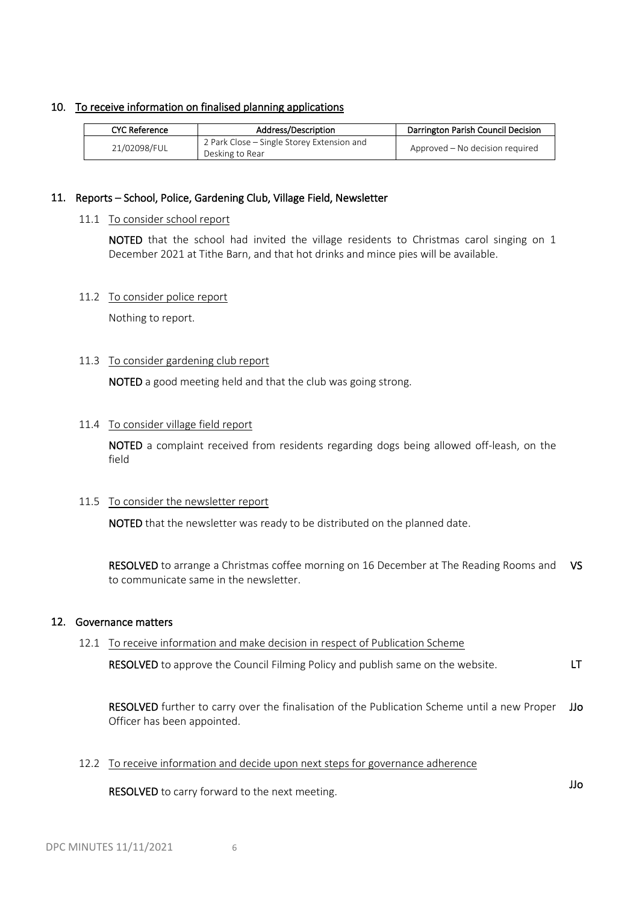## 10. To receive information on finalised planning applications

| CYC Reference | Address/Description | Darrington Parish Council Decision |
|---|---|---|
| 21/02098/FUL | 2 Park Close – Single Storey Extension and Desking to Rear | Approved – No decision required |

## 11. Reports – School, Police, Gardening Club, Village Field, Newsletter

### 11.1 To consider school report

**NOTED** that the school had invited the village residents to Christmas carol singing on 1 December 2021 at Tithe Barn, and that hot drinks and mince pies will be available.

### 11.2 To consider police report

Nothing to report.

### 11.3 To consider gardening club report

**NOTED** a good meeting held and that the club was going strong.

### 11.4 To consider village field report

**NOTED** a complaint received from residents regarding dogs being allowed off-leash, on the field

### 11.5 To consider the newsletter report

**NOTED** that the newsletter was ready to be distributed on the planned date.

**RESOLVED** to arrange a Christmas coffee morning on 16 December at The Reading Rooms and to communicate same in the newsletter. **VS**

## 12. Governance matters

### 12.1 To receive information and make decision in respect of Publication Scheme

**RESOLVED** to approve the Council Filming Policy and publish same on the website. **LT**

**RESOLVED** further to carry over the finalisation of the Publication Scheme until a new Proper Officer has been appointed. **JJo**

### 12.2 To receive information and decide upon next steps for governance adherence

**RESOLVED** to carry forward to the next meeting. **JJo**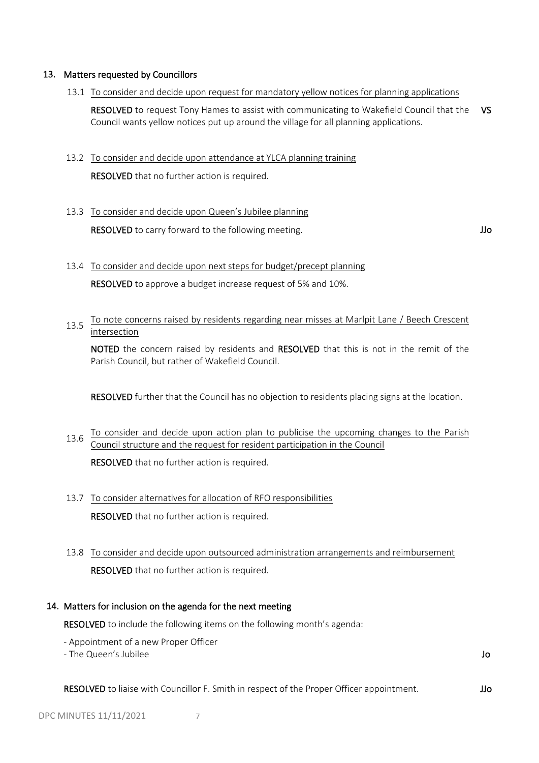## 13. Matters requested by Councillors

13.1 To consider and decide upon request for mandatory yellow notices for planning applications

**RESOLVED** to request Tony Hames to assist with communicating to Wakefield Council that the Council wants yellow notices put up around the village for all planning applications. **VS**

13.2 To consider and decide upon attendance at YLCA planning training

**RESOLVED** that no further action is required.

13.3 To consider and decide upon Queen's Jubilee planning

**RESOLVED** to carry forward to the following meeting. **JJo**

13.4 To consider and decide upon next steps for budget/precept planning

**RESOLVED** to approve a budget increase request of 5% and 10%.

13.5 To note concerns raised by residents regarding near misses at Marlpit Lane / Beech Crescent intersection

**NOTED** the concern raised by residents and **RESOLVED** that this is not in the remit of the Parish Council, but rather of Wakefield Council.

**RESOLVED** further that the Council has no objection to residents placing signs at the location.

13.6 To consider and decide upon action plan to publicise the upcoming changes to the Parish Council structure and the request for resident participation in the Council

**RESOLVED** that no further action is required.

13.7 To consider alternatives for allocation of RFO responsibilities

**RESOLVED** that no further action is required.

13.8 To consider and decide upon outsourced administration arrangements and reimbursement

**RESOLVED** that no further action is required.

## 14. Matters for inclusion on the agenda for the next meeting

**RESOLVED** to include the following items on the following month's agenda:

- Appointment of a new Proper Officer
- The Queen's Jubilee **Jo**

**RESOLVED** to liaise with Councillor F. Smith in respect of the Proper Officer appointment. **JJo**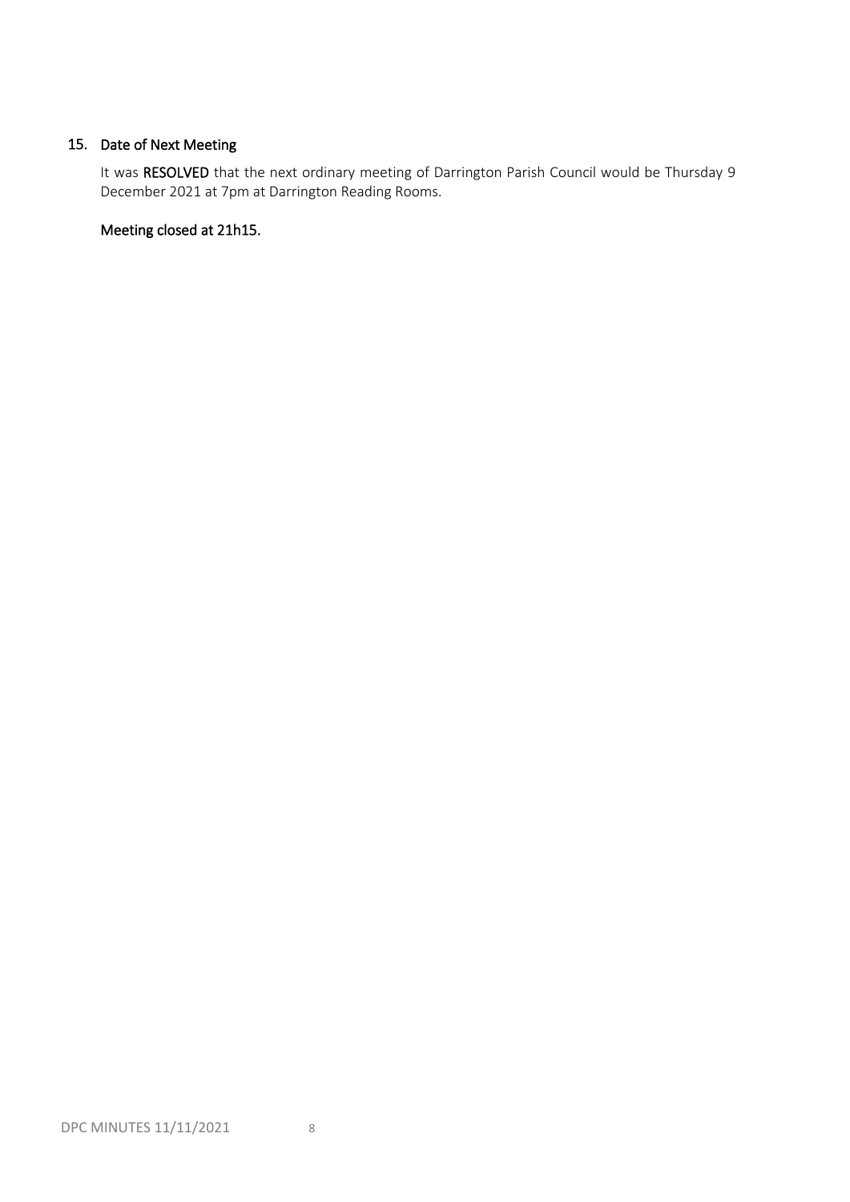## 15. Date of Next Meeting

It was **RESOLVED** that the next ordinary meeting of Darrington Parish Council would be Thursday 9 December 2021 at 7pm at Darrington Reading Rooms.

**Meeting closed at 21h15.**